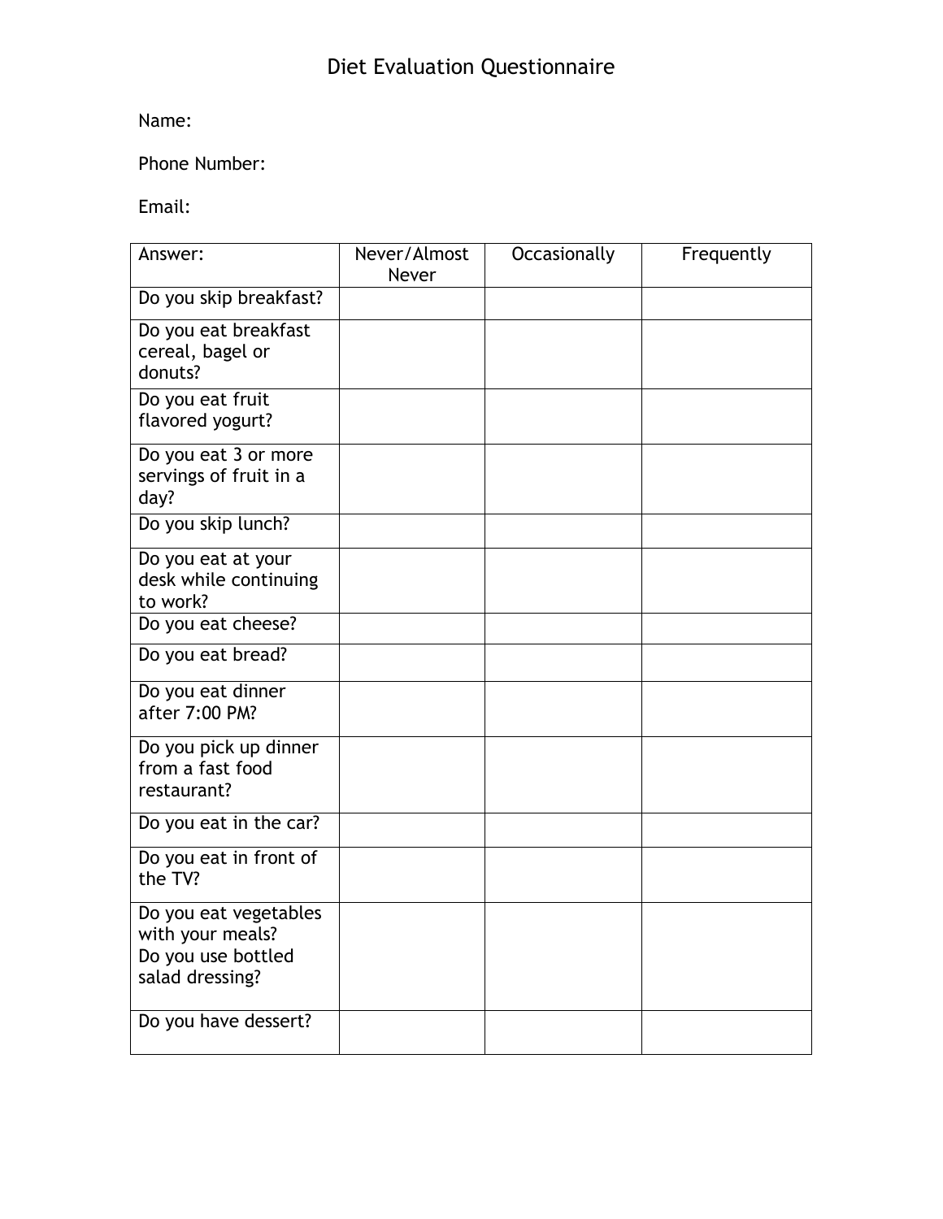# Diet Evaluation Questionnaire

Name:

Phone Number:

Email:

| Answer: | Never/Almost Never | Occasionally | Frequently |
|---|---|---|---|
| Do you skip breakfast? | | | |
| Do you eat breakfast cereal, bagel or donuts? | | | |
| Do you eat fruit flavored yogurt? | | | |
| Do you eat 3 or more servings of fruit in a day? | | | |
| Do you skip lunch? | | | |
| Do you eat at your desk while continuing to work? | | | |
| Do you eat cheese? | | | |
| Do you eat bread? | | | |
| Do you eat dinner after 7:00 PM? | | | |
| Do you pick up dinner from a fast food restaurant? | | | |
| Do you eat in the car? | | | |
| Do you eat in front of the TV? | | | |
| Do you eat vegetables with your meals? Do you use bottled salad dressing? | | | |
| Do you have dessert? | | | |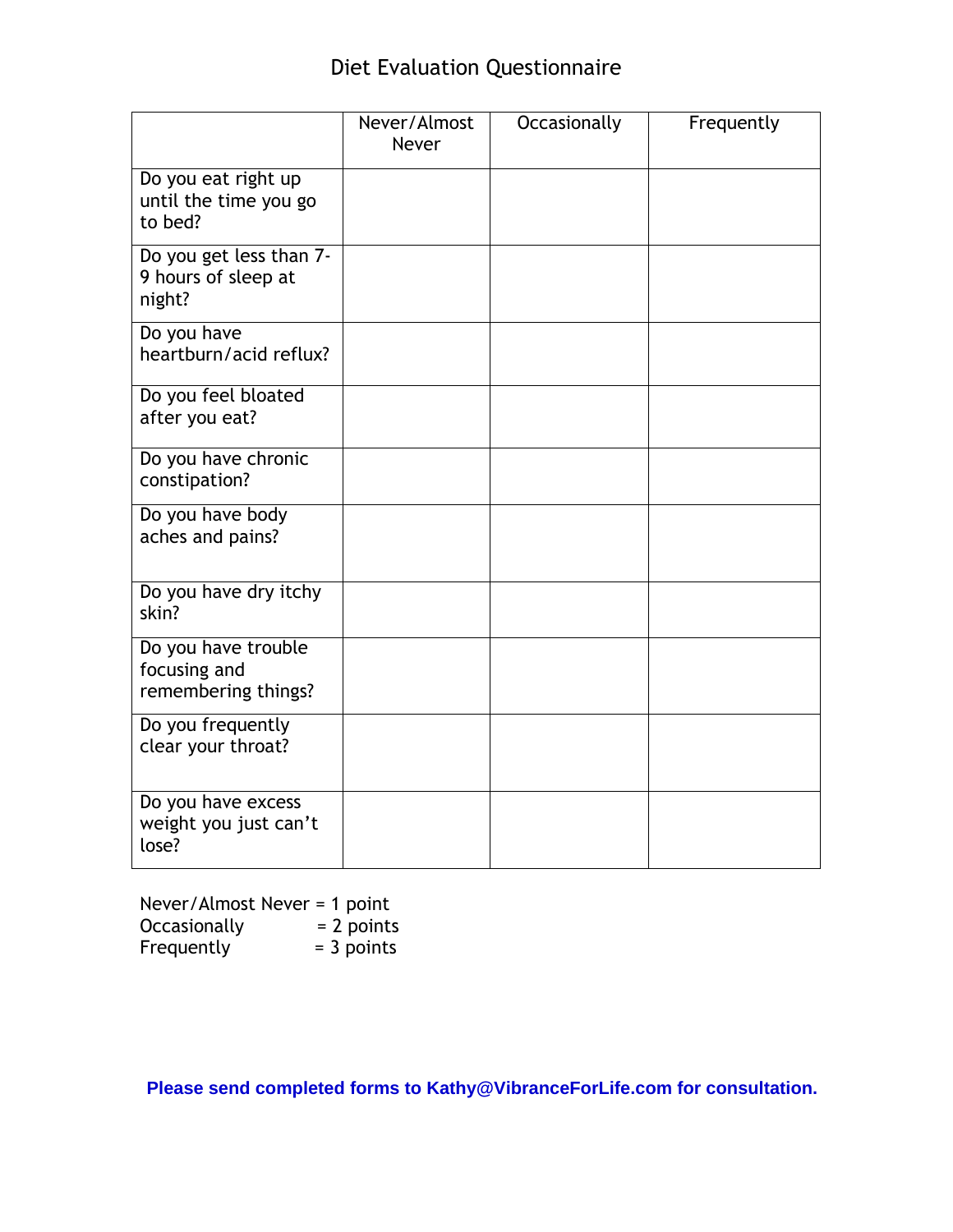# Diet Evaluation Questionnaire

| | Never/Almost Never | Occasionally | Frequently |
|---|---|---|---|
| Do you eat right up until the time you go to bed? | | | |
| Do you get less than 7-9 hours of sleep at night? | | | |
| Do you have heartburn/acid reflux? | | | |
| Do you feel bloated after you eat? | | | |
| Do you have chronic constipation? | | | |
| Do you have body aches and pains? | | | |
| Do you have dry itchy skin? | | | |
| Do you have trouble focusing and remembering things? | | | |
| Do you frequently clear your throat? | | | |
| Do you have excess weight you just can't lose? | | | |

Never/Almost Never = 1 point
Occasionally = 2 points
Frequently = 3 points

**Please send completed forms to Kathy@VibranceForLife.com for consultation.**